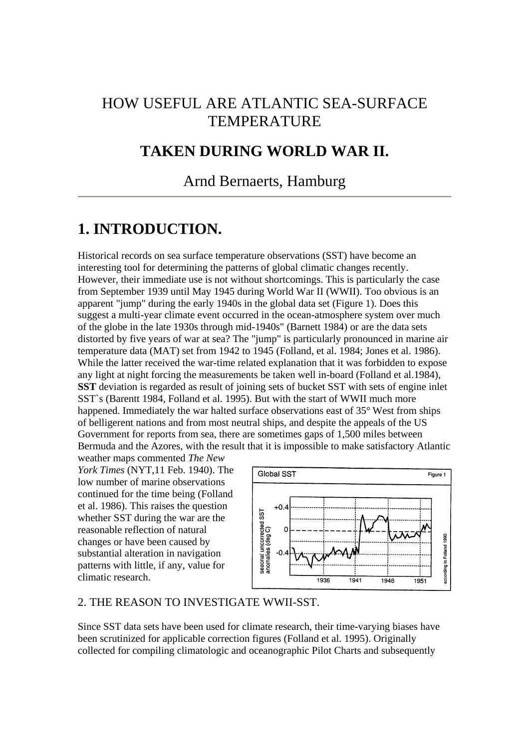# HOW USEFUL ARE ATLANTIC SEA-SURFACE TEMPERATURE

## TAKEN DURING WORLD WAR II.

Arnd Bernaerts, Hamburg

---

## 1. INTRODUCTION.

Historical records on sea surface temperature observations (SST) have become an interesting tool for determining the patterns of global climatic changes recently. However, their immediate use is not without shortcomings. This is particularly the case from September 1939 until May 1945 during World War II (WWII). Too obvious is an apparent "jump" during the early 1940s in the global data set (Figure 1). Does this suggest a multi-year climate event occurred in the ocean-atmosphere system over much of the globe in the late 1930s through mid-1940s" (Barnett 1984) or are the data sets distorted by five years of war at sea? The "jump" is particularly pronounced in marine air temperature data (MAT) set from 1942 to 1945 (Folland, et al. 1984; Jones et al. 1986). While the latter received the war-time related explanation that it was forbidden to expose any light at night forcing the measurements be taken well in-board (Folland et al.1984), **SST** deviation is regarded as result of joining sets of bucket SST with sets of engine inlet SST`s (Barentt 1984, Folland et al. 1995). But with the start of WWII much more happened. Immediately the war halted surface observations east of 35° West from ships of belligerent nations and from most neutral ships, and despite the appeals of the US Government for reports from sea, there are sometimes gaps of 1,500 miles between Bermuda and the Azores, with the result that it is impossible to make satisfactory Atlantic weather maps commented *The New York Times* (NYT,11 Feb. 1940). The low number of marine observations continued for the time being (Folland et al. 1986). This raises the question whether SST during the war are the reasonable reflection of natural changes or have been caused by substantial alteration in navigation patterns with little, if any, value for climatic research.

Global SST — Figure 1

2. THE REASON TO INVESTIGATE WWII-SST.

Since SST data sets have been used for climate research, their time-varying biases have been scrutinized for applicable correction figures (Folland et al. 1995). Originally collected for compiling climatologic and oceanographic Pilot Charts and subsequently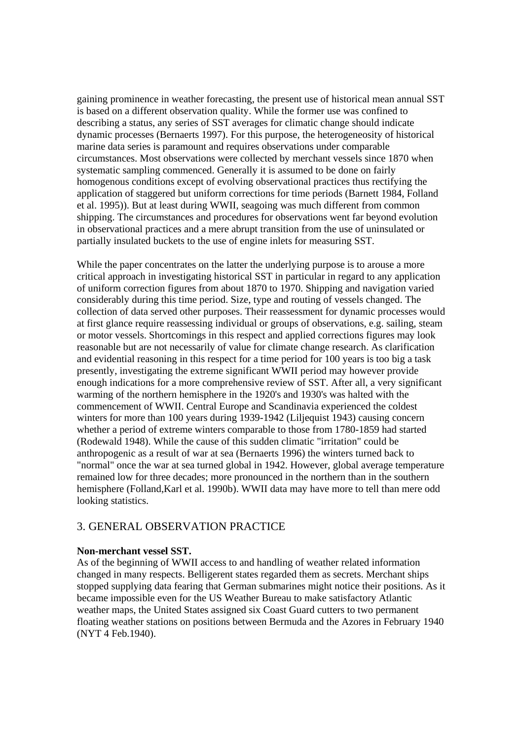gaining prominence in weather forecasting, the present use of historical mean annual SST is based on a different observation quality. While the former use was confined to describing a status, any series of SST averages for climatic change should indicate dynamic processes (Bernaerts 1997). For this purpose, the heterogeneosity of historical marine data series is paramount and requires observations under comparable circumstances. Most observations were collected by merchant vessels since 1870 when systematic sampling commenced. Generally it is assumed to be done on fairly homogenous conditions except of evolving observational practices thus rectifying the application of staggered but uniform corrections for time periods (Barnett 1984, Folland et al. 1995)). But at least during WWII, seagoing was much different from common shipping. The circumstances and procedures for observations went far beyond evolution in observational practices and a mere abrupt transition from the use of uninsulated or partially insulated buckets to the use of engine inlets for measuring SST.

While the paper concentrates on the latter the underlying purpose is to arouse a more critical approach in investigating historical SST in particular in regard to any application of uniform correction figures from about 1870 to 1970. Shipping and navigation varied considerably during this time period. Size, type and routing of vessels changed. The collection of data served other purposes. Their reassessment for dynamic processes would at first glance require reassessing individual or groups of observations, e.g. sailing, steam or motor vessels. Shortcomings in this respect and applied corrections figures may look reasonable but are not necessarily of value for climate change research. As clarification and evidential reasoning in this respect for a time period for 100 years is too big a task presently, investigating the extreme significant WWII period may however provide enough indications for a more comprehensive review of SST. After all, a very significant warming of the northern hemisphere in the 1920's and 1930's was halted with the commencement of WWII. Central Europe and Scandinavia experienced the coldest winters for more than 100 years during 1939-1942 (Liljequist 1943) causing concern whether a period of extreme winters comparable to those from 1780-1859 had started (Rodewald 1948). While the cause of this sudden climatic "irritation" could be anthropogenic as a result of war at sea (Bernaerts 1996) the winters turned back to "normal" once the war at sea turned global in 1942. However, global average temperature remained low for three decades; more pronounced in the northern than in the southern hemisphere (Folland,Karl et al. 1990b). WWII data may have more to tell than mere odd looking statistics.

## 3. GENERAL OBSERVATION PRACTICE

**Non-merchant vessel SST.**
As of the beginning of WWII access to and handling of weather related information changed in many respects. Belligerent states regarded them as secrets. Merchant ships stopped supplying data fearing that German submarines might notice their positions. As it became impossible even for the US Weather Bureau to make satisfactory Atlantic weather maps, the United States assigned six Coast Guard cutters to two permanent floating weather stations on positions between Bermuda and the Azores in February 1940 (NYT 4 Feb.1940).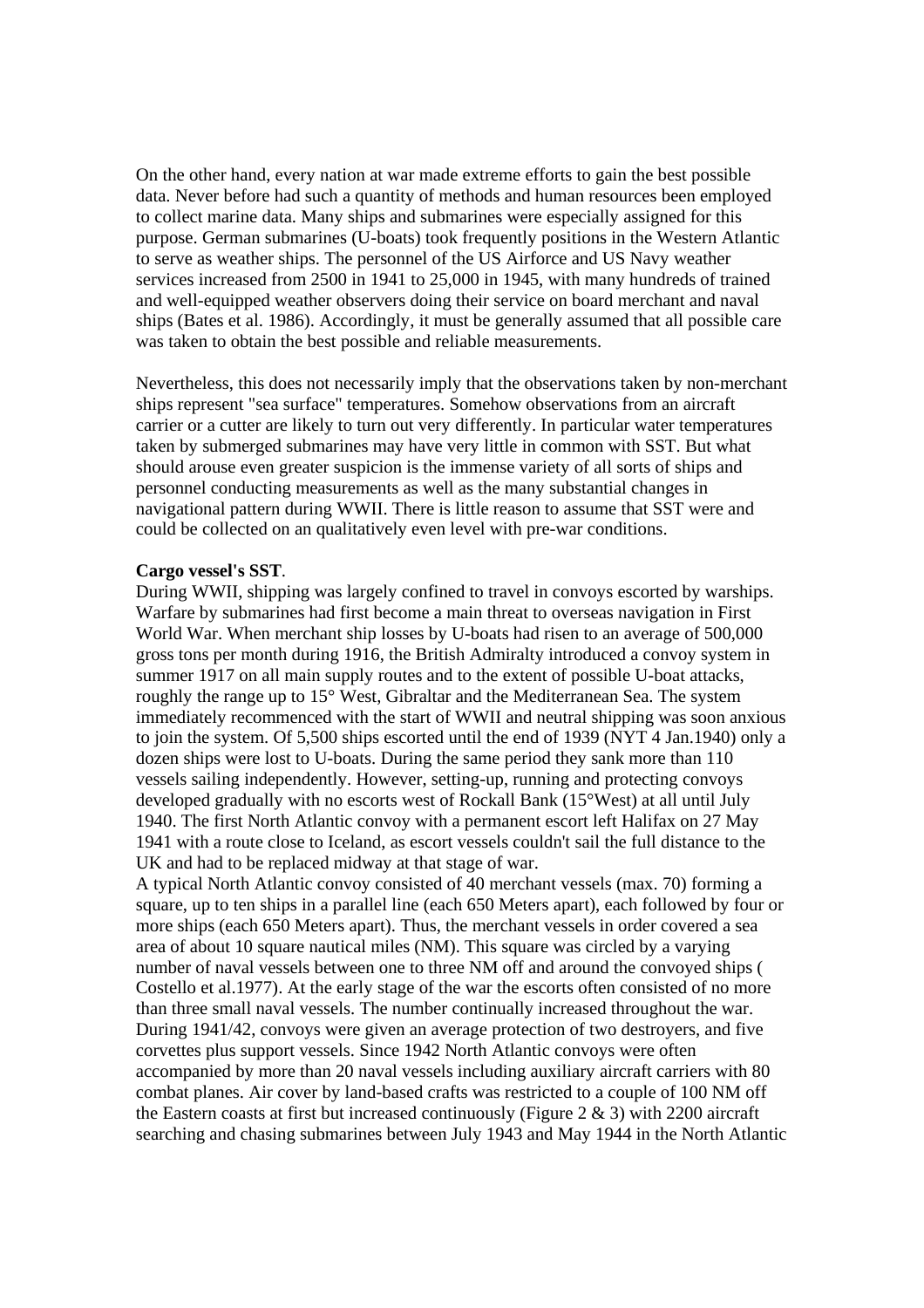On the other hand, every nation at war made extreme efforts to gain the best possible data. Never before had such a quantity of methods and human resources been employed to collect marine data. Many ships and submarines were especially assigned for this purpose. German submarines (U-boats) took frequently positions in the Western Atlantic to serve as weather ships. The personnel of the US Airforce and US Navy weather services increased from 2500 in 1941 to 25,000 in 1945, with many hundreds of trained and well-equipped weather observers doing their service on board merchant and naval ships (Bates et al. 1986). Accordingly, it must be generally assumed that all possible care was taken to obtain the best possible and reliable measurements.

Nevertheless, this does not necessarily imply that the observations taken by non-merchant ships represent "sea surface" temperatures. Somehow observations from an aircraft carrier or a cutter are likely to turn out very differently. In particular water temperatures taken by submerged submarines may have very little in common with SST. But what should arouse even greater suspicion is the immense variety of all sorts of ships and personnel conducting measurements as well as the many substantial changes in navigational pattern during WWII. There is little reason to assume that SST were and could be collected on an qualitatively even level with pre-war conditions.

**Cargo vessel's SST**.

During WWII, shipping was largely confined to travel in convoys escorted by warships. Warfare by submarines had first become a main threat to overseas navigation in First World War. When merchant ship losses by U-boats had risen to an average of 500,000 gross tons per month during 1916, the British Admiralty introduced a convoy system in summer 1917 on all main supply routes and to the extent of possible U-boat attacks, roughly the range up to 15° West, Gibraltar and the Mediterranean Sea. The system immediately recommenced with the start of WWII and neutral shipping was soon anxious to join the system. Of 5,500 ships escorted until the end of 1939 (NYT 4 Jan.1940) only a dozen ships were lost to U-boats. During the same period they sank more than 110 vessels sailing independently. However, setting-up, running and protecting convoys developed gradually with no escorts west of Rockall Bank (15°West) at all until July 1940. The first North Atlantic convoy with a permanent escort left Halifax on 27 May 1941 with a route close to Iceland, as escort vessels couldn't sail the full distance to the UK and had to be replaced midway at that stage of war.

A typical North Atlantic convoy consisted of 40 merchant vessels (max. 70) forming a square, up to ten ships in a parallel line (each 650 Meters apart), each followed by four or more ships (each 650 Meters apart). Thus, the merchant vessels in order covered a sea area of about 10 square nautical miles (NM). This square was circled by a varying number of naval vessels between one to three NM off and around the convoyed ships ( Costello et al.1977). At the early stage of the war the escorts often consisted of no more than three small naval vessels. The number continually increased throughout the war. During 1941/42, convoys were given an average protection of two destroyers, and five corvettes plus support vessels. Since 1942 North Atlantic convoys were often accompanied by more than 20 naval vessels including auxiliary aircraft carriers with 80 combat planes. Air cover by land-based crafts was restricted to a couple of 100 NM off the Eastern coasts at first but increased continuously (Figure 2 & 3) with 2200 aircraft searching and chasing submarines between July 1943 and May 1944 in the North Atlantic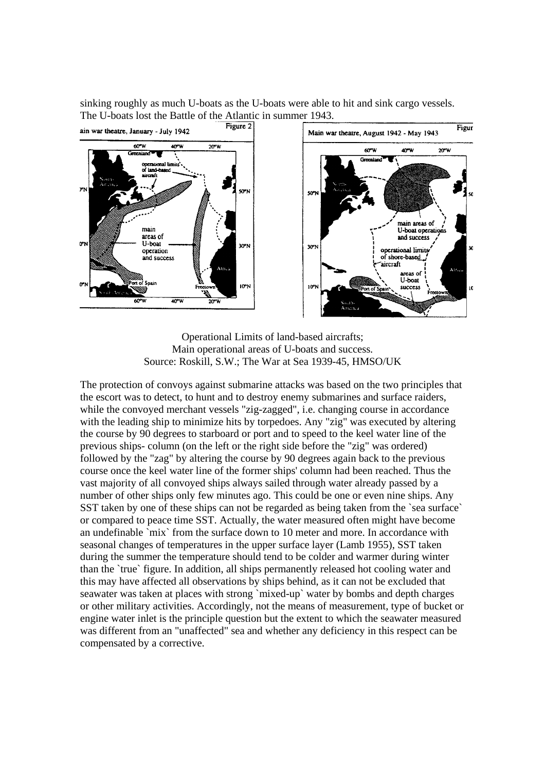sinking roughly as much U-boats as the U-boats were able to hit and sink cargo vessels. The U-boats lost the Battle of the Atlantic in summer 1943.

Operational Limits of land-based aircrafts;
Main operational areas of U-boats and success.
Source: Roskill, S.W.; The War at Sea 1939-45, HMSO/UK

The protection of convoys against submarine attacks was based on the two principles that the escort was to detect, to hunt and to destroy enemy submarines and surface raiders, while the convoyed merchant vessels "zig-zagged", i.e. changing course in accordance with the leading ship to minimize hits by torpedoes. Any "zig" was executed by altering the course by 90 degrees to starboard or port and to speed to the keel water line of the previous ships- column (on the left or the right side before the "zig" was ordered) followed by the "zag" by altering the course by 90 degrees again back to the previous course once the keel water line of the former ships' column had been reached. Thus the vast majority of all convoyed ships always sailed through water already passed by a number of other ships only few minutes ago. This could be one or even nine ships. Any SST taken by one of these ships can not be regarded as being taken from the `sea surface` or compared to peace time SST. Actually, the water measured often might have become an undefinable `mix` from the surface down to 10 meter and more. In accordance with seasonal changes of temperatures in the upper surface layer (Lamb 1955), SST taken during the summer the temperature should tend to be colder and warmer during winter than the `true` figure. In addition, all ships permanently released hot cooling water and this may have affected all observations by ships behind, as it can not be excluded that seawater was taken at places with strong `mixed-up` water by bombs and depth charges or other military activities. Accordingly, not the means of measurement, type of bucket or engine water inlet is the principle question but the extent to which the seawater measured was different from an "unaffected" sea and whether any deficiency in this respect can be compensated by a corrective.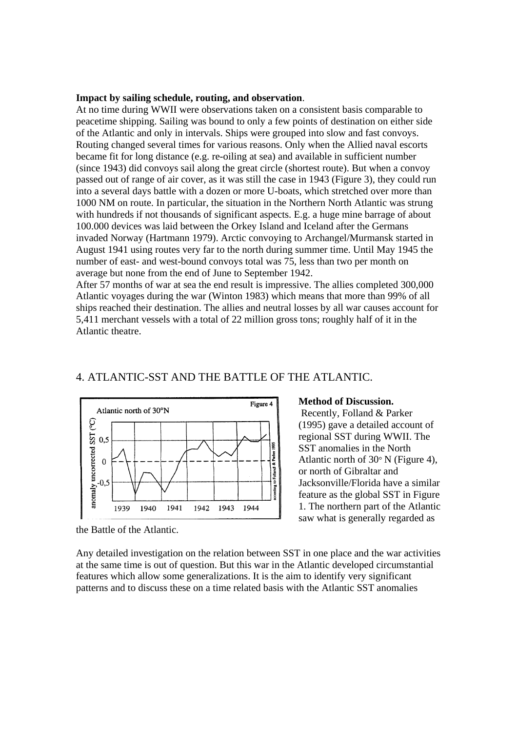**Impact by sailing schedule, routing, and observation**.

At no time during WWII were observations taken on a consistent basis comparable to peacetime shipping. Sailing was bound to only a few points of destination on either side of the Atlantic and only in intervals. Ships were grouped into slow and fast convoys. Routing changed several times for various reasons. Only when the Allied naval escorts became fit for long distance (e.g. re-oiling at sea) and available in sufficient number (since 1943) did convoys sail along the great circle (shortest route). But when a convoy passed out of range of air cover, as it was still the case in 1943 (Figure 3), they could run into a several days battle with a dozen or more U-boats, which stretched over more than 1000 NM on route. In particular, the situation in the Northern North Atlantic was strung with hundreds if not thousands of significant aspects. E.g. a huge mine barrage of about 100.000 devices was laid between the Orkey Island and Iceland after the Germans invaded Norway (Hartmann 1979). Arctic convoying to Archangel/Murmansk started in August 1941 using routes very far to the north during summer time. Until May 1945 the number of east- and west-bound convoys total was 75, less than two per month on average but none from the end of June to September 1942.

After 57 months of war at sea the end result is impressive. The allies completed 300,000 Atlantic voyages during the war (Winton 1983) which means that more than 99% of all ships reached their destination. The allies and neutral losses by all war causes account for 5,411 merchant vessels with a total of 22 million gross tons; roughly half of it in the Atlantic theatre.

## 4. ATLANTIC-SST AND THE BATTLE OF THE ATLANTIC.

**Method of Discussion.**

Recently, Folland & Parker (1995) gave a detailed account of regional SST during WWII. The SST anomalies in the North Atlantic north of 30° N (Figure 4), or north of Gibraltar and Jacksonville/Florida have a similar feature as the global SST in Figure 1. The northern part of the Atlantic saw what is generally regarded as the Battle of the Atlantic.

Any detailed investigation on the relation between SST in one place and the war activities at the same time is out of question. But this war in the Atlantic developed circumstantial features which allow some generalizations. It is the aim to identify very significant patterns and to discuss these on a time related basis with the Atlantic SST anomalies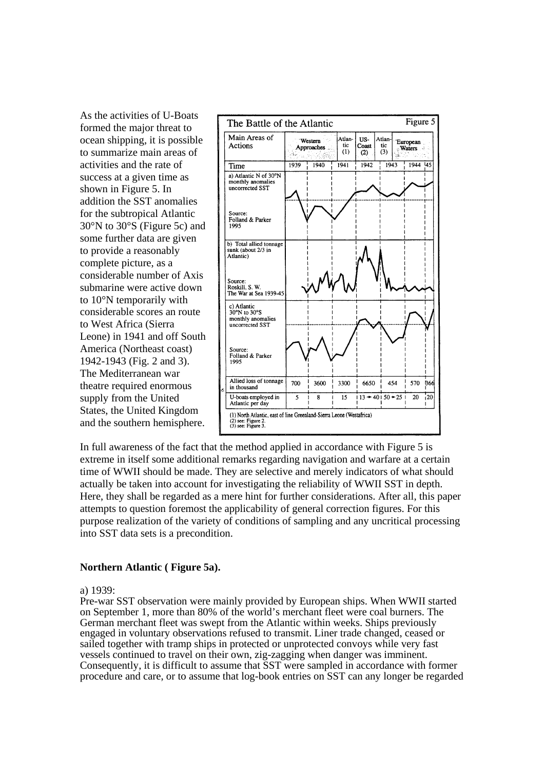As the activities of U-Boats formed the major threat to ocean shipping, it is possible to summarize main areas of activities and the rate of success at a given time as shown in Figure 5. In addition the SST anomalies for the subtropical Atlantic 30°N to 30°S (Figure 5c) and some further data are given to provide a reasonably complete picture, as a considerable number of Axis submarine were active down to 10°N temporarily with considerable scores an route to West Africa (Sierra Leone) in 1941 and off South America (Northeast coast) 1942-1943 (Fig. 2 and 3). The Mediterranean war theatre required enormous supply from the United States, the United Kingdom and the southern hemisphere.

**The Battle of the Atlantic — Figure 5**

| Main Areas of Actions | Western Approaches | | Atlantic (1) | US-Coast (2) | Atlantic (3) | European Waters | |
|---|---|---|---|---|---|---|---|
| Time | 1939 | 1940 | 1941 | 1942 | 1943 | 1944 | 45 |
| a) Atlantic N of 30°N monthly anomalies uncorrected SST (Source: Folland & Parker 1995) | | | | | | | |
| b) Total allied tonnage sunk (about 2/3 in Atlantic) (Source: Roskill, S. W. The War at Sea 1939-45) | | | | | | | |
| c) Atlantic 30°N to 30°S monthly anomalies uncorrected SST (Source: Folland & Parker 1995) | | | | | | | |
| Allied loss of tonnage in thousand | 700 | 3600 | 3300 | 6650 | 454 | 570 | 366 |
| U-boats employed in Atlantic per day | 5 | 8 | 15 | 13 → 40 | 50 → 25 | 20 | 20 |

(1) North Atlantic, east of line Greenland-Sierra Leone (Westafrica)
(2) see: Figure 2.
(3) see: Figure 3.

In full awareness of the fact that the method applied in accordance with Figure 5 is extreme in itself some additional remarks regarding navigation and warfare at a certain time of WWII should be made. They are selective and merely indicators of what should actually be taken into account for investigating the reliability of WWII SST in depth. Here, they shall be regarded as a mere hint for further considerations. After all, this paper attempts to question foremost the applicability of general correction figures. For this purpose realization of the variety of conditions of sampling and any uncritical processing into SST data sets is a precondition.

**Northern Atlantic ( Figure 5a).**

a) 1939:
Pre-war SST observation were mainly provided by European ships. When WWII started on September 1, more than 80% of the world's merchant fleet were coal burners. The German merchant fleet was swept from the Atlantic within weeks. Ships previously engaged in voluntary observations refused to transmit. Liner trade changed, ceased or sailed together with tramp ships in protected or unprotected convoys while very fast vessels continued to travel on their own, zig-zagging when danger was imminent. Consequently, it is difficult to assume that SST were sampled in accordance with former procedure and care, or to assume that log-book entries on SST can any longer be regarded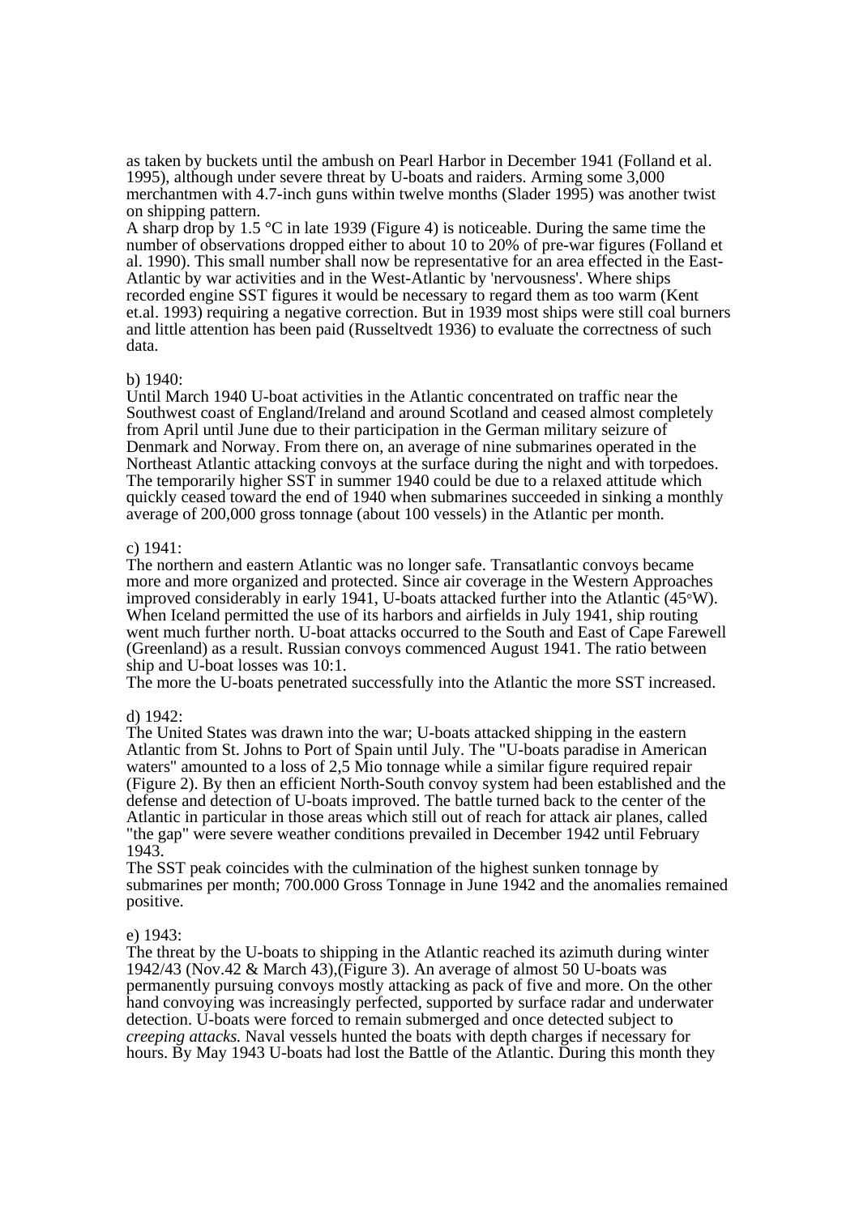as taken by buckets until the ambush on Pearl Harbor in December 1941 (Folland et al. 1995), although under severe threat by U-boats and raiders. Arming some 3,000 merchantmen with 4.7-inch guns within twelve months (Slader 1995) was another twist on shipping pattern.

A sharp drop by 1.5 °C in late 1939 (Figure 4) is noticeable. During the same time the number of observations dropped either to about 10 to 20% of pre-war figures (Folland et al. 1990). This small number shall now be representative for an area effected in the East-Atlantic by war activities and in the West-Atlantic by 'nervousness'. Where ships recorded engine SST figures it would be necessary to regard them as too warm (Kent et.al. 1993) requiring a negative correction. But in 1939 most ships were still coal burners and little attention has been paid (Russeltvedt 1936) to evaluate the correctness of such data.

b) 1940:

Until March 1940 U-boat activities in the Atlantic concentrated on traffic near the Southwest coast of England/Ireland and around Scotland and ceased almost completely from April until June due to their participation in the German military seizure of Denmark and Norway. From there on, an average of nine submarines operated in the Northeast Atlantic attacking convoys at the surface during the night and with torpedoes. The temporarily higher SST in summer 1940 could be due to a relaxed attitude which quickly ceased toward the end of 1940 when submarines succeeded in sinking a monthly average of 200,000 gross tonnage (about 100 vessels) in the Atlantic per month.

c) 1941:

The northern and eastern Atlantic was no longer safe. Transatlantic convoys became more and more organized and protected. Since air coverage in the Western Approaches improved considerably in early 1941, U-boats attacked further into the Atlantic (45°W). When Iceland permitted the use of its harbors and airfields in July 1941, ship routing went much further north. U-boat attacks occurred to the South and East of Cape Farewell (Greenland) as a result. Russian convoys commenced August 1941. The ratio between ship and U-boat losses was 10:1.

The more the U-boats penetrated successfully into the Atlantic the more SST increased.

d) 1942:

The United States was drawn into the war; U-boats attacked shipping in the eastern Atlantic from St. Johns to Port of Spain until July. The "U-boats paradise in American waters" amounted to a loss of 2,5 Mio tonnage while a similar figure required repair (Figure 2). By then an efficient North-South convoy system had been established and the defense and detection of U-boats improved. The battle turned back to the center of the Atlantic in particular in those areas which still out of reach for attack air planes, called "the gap" were severe weather conditions prevailed in December 1942 until February 1943.

The SST peak coincides with the culmination of the highest sunken tonnage by submarines per month; 700.000 Gross Tonnage in June 1942 and the anomalies remained positive.

e) 1943:

The threat by the U-boats to shipping in the Atlantic reached its azimuth during winter 1942/43 (Nov.42 & March 43),(Figure 3). An average of almost 50 U-boats was permanently pursuing convoys mostly attacking as pack of five and more. On the other hand convoying was increasingly perfected, supported by surface radar and underwater detection. U-boats were forced to remain submerged and once detected subject to *creeping attacks.* Naval vessels hunted the boats with depth charges if necessary for hours. By May 1943 U-boats had lost the Battle of the Atlantic. During this month they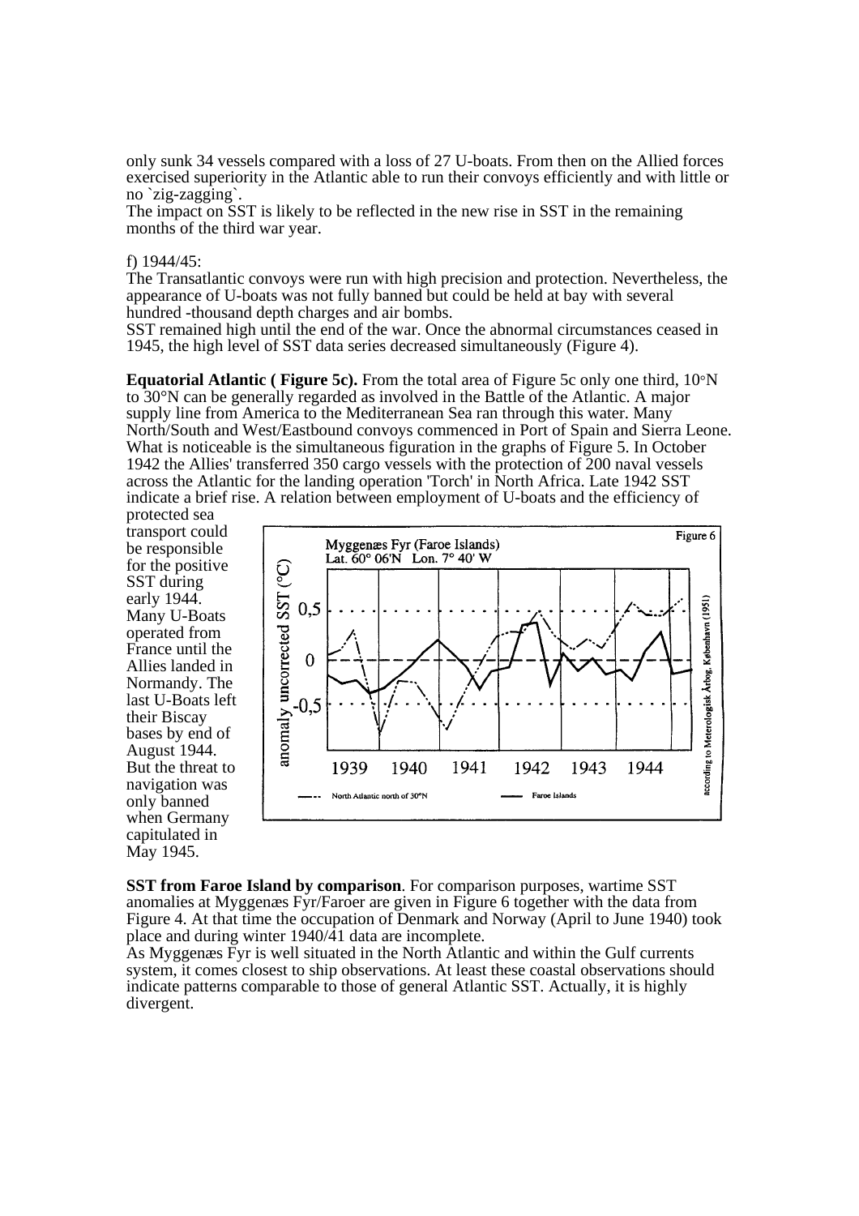only sunk 34 vessels compared with a loss of 27 U-boats. From then on the Allied forces exercised superiority in the Atlantic able to run their convoys efficiently and with little or no `zig-zagging`.
The impact on SST is likely to be reflected in the new rise in SST in the remaining months of the third war year.

f) 1944/45:
The Transatlantic convoys were run with high precision and protection. Nevertheless, the appearance of U-boats was not fully banned but could be held at bay with several hundred -thousand depth charges and air bombs.
SST remained high until the end of the war. Once the abnormal circumstances ceased in 1945, the high level of SST data series decreased simultaneously (Figure 4).

**Equatorial Atlantic ( Figure 5c).** From the total area of Figure 5c only one third, 10°N to 30°N can be generally regarded as involved in the Battle of the Atlantic. A major supply line from America to the Mediterranean Sea ran through this water. Many North/South and West/Eastbound convoys commenced in Port of Spain and Sierra Leone. What is noticeable is the simultaneous figuration in the graphs of Figure 5. In October 1942 the Allies' transferred 350 cargo vessels with the protection of 200 naval vessels across the Atlantic for the landing operation 'Torch' in North Africa. Late 1942 SST indicate a brief rise. A relation between employment of U-boats and the efficiency of protected sea transport could be responsible for the positive SST during early 1944. Many U-Boats operated from France until the Allies landed in Normandy. The last U-Boats left their Biscay bases by end of August 1944. But the threat to navigation was only banned when Germany capitulated in May 1945.

Figure 6

Myggenæs Fyr (Faroe Islands) Lat. 60° 06'N Lon. 7° 40' W

**SST from Faroe Island by comparison**. For comparison purposes, wartime SST anomalies at Myggenæs Fyr/Faroer are given in Figure 6 together with the data from Figure 4. At that time the occupation of Denmark and Norway (April to June 1940) took place and during winter 1940/41 data are incomplete.
As Myggenæs Fyr is well situated in the North Atlantic and within the Gulf currents system, it comes closest to ship observations. At least these coastal observations should indicate patterns comparable to those of general Atlantic SST. Actually, it is highly divergent.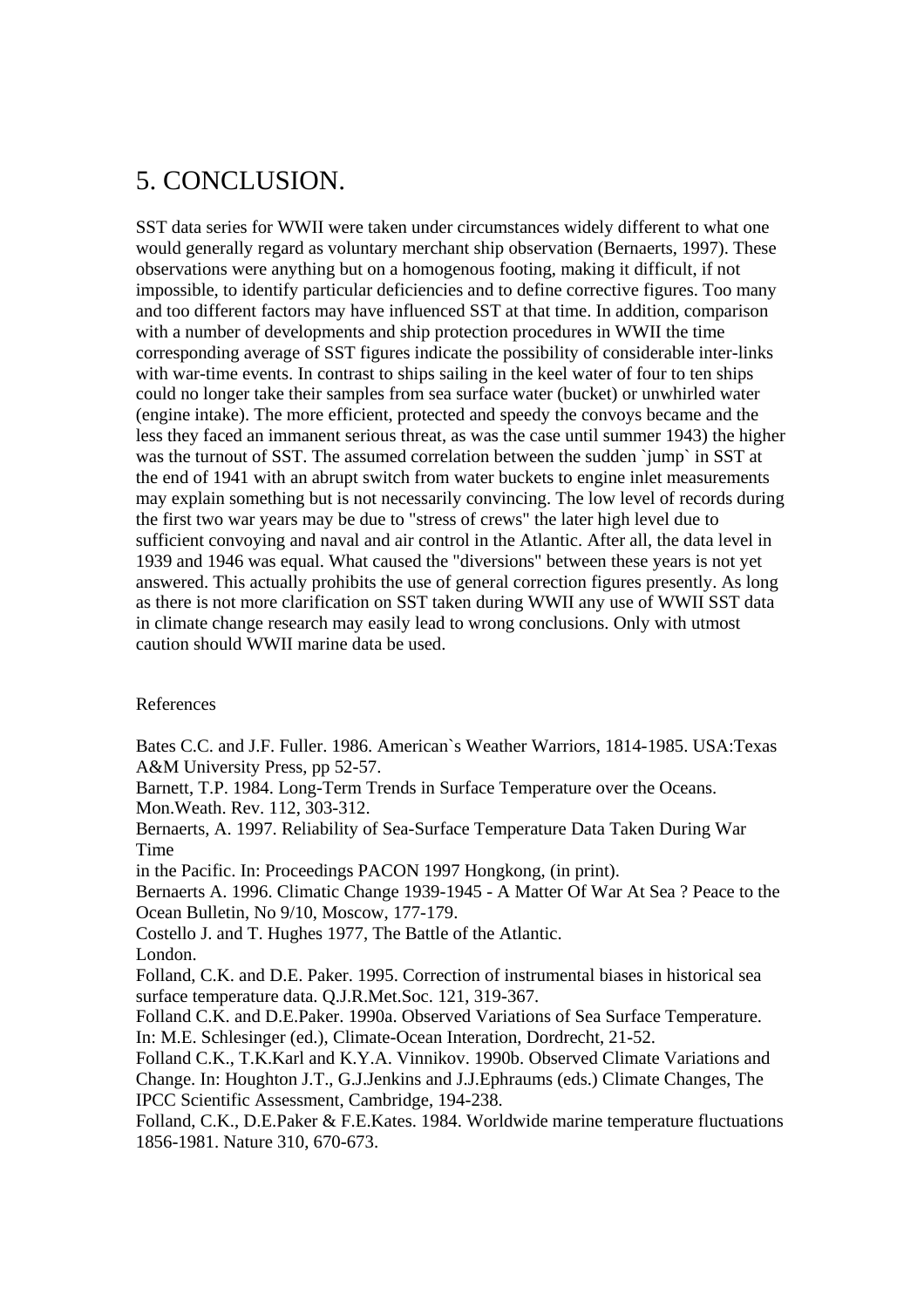# 5. CONCLUSION.

SST data series for WWII were taken under circumstances widely different to what one would generally regard as voluntary merchant ship observation (Bernaerts, 1997). These observations were anything but on a homogenous footing, making it difficult, if not impossible, to identify particular deficiencies and to define corrective figures. Too many and too different factors may have influenced SST at that time. In addition, comparison with a number of developments and ship protection procedures in WWII the time corresponding average of SST figures indicate the possibility of considerable inter-links with war-time events. In contrast to ships sailing in the keel water of four to ten ships could no longer take their samples from sea surface water (bucket) or unwhirled water (engine intake). The more efficient, protected and speedy the convoys became and the less they faced an immanent serious threat, as was the case until summer 1943) the higher was the turnout of SST. The assumed correlation between the sudden `jump` in SST at the end of 1941 with an abrupt switch from water buckets to engine inlet measurements may explain something but is not necessarily convincing. The low level of records during the first two war years may be due to "stress of crews" the later high level due to sufficient convoying and naval and air control in the Atlantic. After all, the data level in 1939 and 1946 was equal. What caused the "diversions" between these years is not yet answered. This actually prohibits the use of general correction figures presently. As long as there is not more clarification on SST taken during WWII any use of WWII SST data in climate change research may easily lead to wrong conclusions. Only with utmost caution should WWII marine data be used.

References

Bates C.C. and J.F. Fuller. 1986. American`s Weather Warriors, 1814-1985. USA:Texas A&M University Press, pp 52-57.
Barnett, T.P. 1984. Long-Term Trends in Surface Temperature over the Oceans. Mon.Weath. Rev. 112, 303-312.
Bernaerts, A. 1997. Reliability of Sea-Surface Temperature Data Taken During War Time
in the Pacific. In: Proceedings PACON 1997 Hongkong, (in print).
Bernaerts A. 1996. Climatic Change 1939-1945 - A Matter Of War At Sea ? Peace to the Ocean Bulletin, No 9/10, Moscow, 177-179.
Costello J. and T. Hughes 1977, The Battle of the Atlantic.
London.
Folland, C.K. and D.E. Paker. 1995. Correction of instrumental biases in historical sea surface temperature data. Q.J.R.Met.Soc. 121, 319-367.
Folland C.K. and D.E.Paker. 1990a. Observed Variations of Sea Surface Temperature. In: M.E. Schlesinger (ed.), Climate-Ocean Interation, Dordrecht, 21-52.
Folland C.K., T.K.Karl and K.Y.A. Vinnikov. 1990b. Observed Climate Variations and Change. In: Houghton J.T., G.J.Jenkins and J.J.Ephraums (eds.) Climate Changes, The IPCC Scientific Assessment, Cambridge, 194-238.
Folland, C.K., D.E.Paker & F.E.Kates. 1984. Worldwide marine temperature fluctuations 1856-1981. Nature 310, 670-673.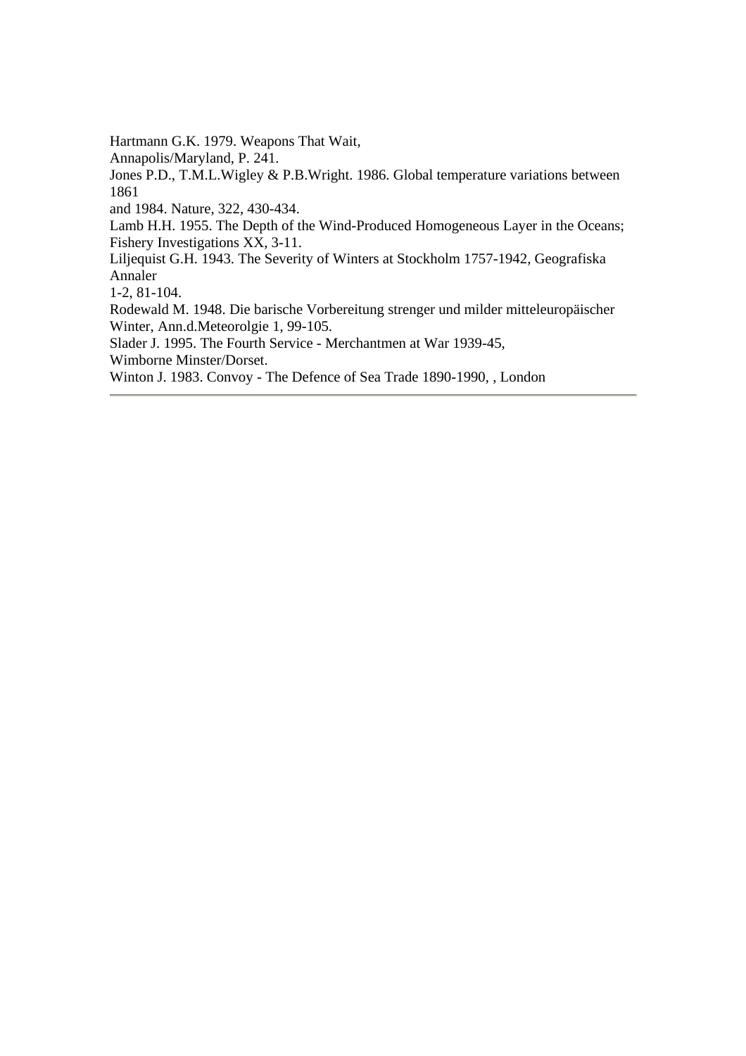Hartmann G.K. 1979. Weapons That Wait,
Annapolis/Maryland, P. 241.

Jones P.D., T.M.L.Wigley & P.B.Wright. 1986. Global temperature variations between 1861
and 1984. Nature, 322, 430-434.

Lamb H.H. 1955. The Depth of the Wind-Produced Homogeneous Layer in the Oceans; Fishery Investigations XX, 3-11.

Liljequist G.H. 1943. The Severity of Winters at Stockholm 1757-1942, Geografiska Annaler
1-2, 81-104.

Rodewald M. 1948. Die barische Vorbereitung strenger und milder mitteleuropäischer Winter, Ann.d.Meteorolgie 1, 99-105.

Slader J. 1995. The Fourth Service - Merchantmen at War 1939-45,
Wimborne Minster/Dorset.

Winton J. 1983. Convoy - The Defence of Sea Trade 1890-1990, , London

---